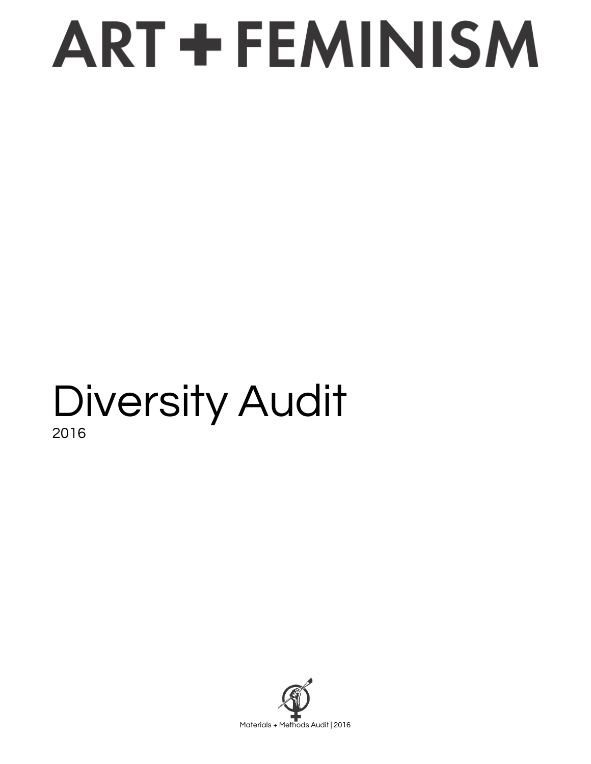# ART + FEMINISM

# Diversity Audit

2016

Materials + Methods Audit | 2016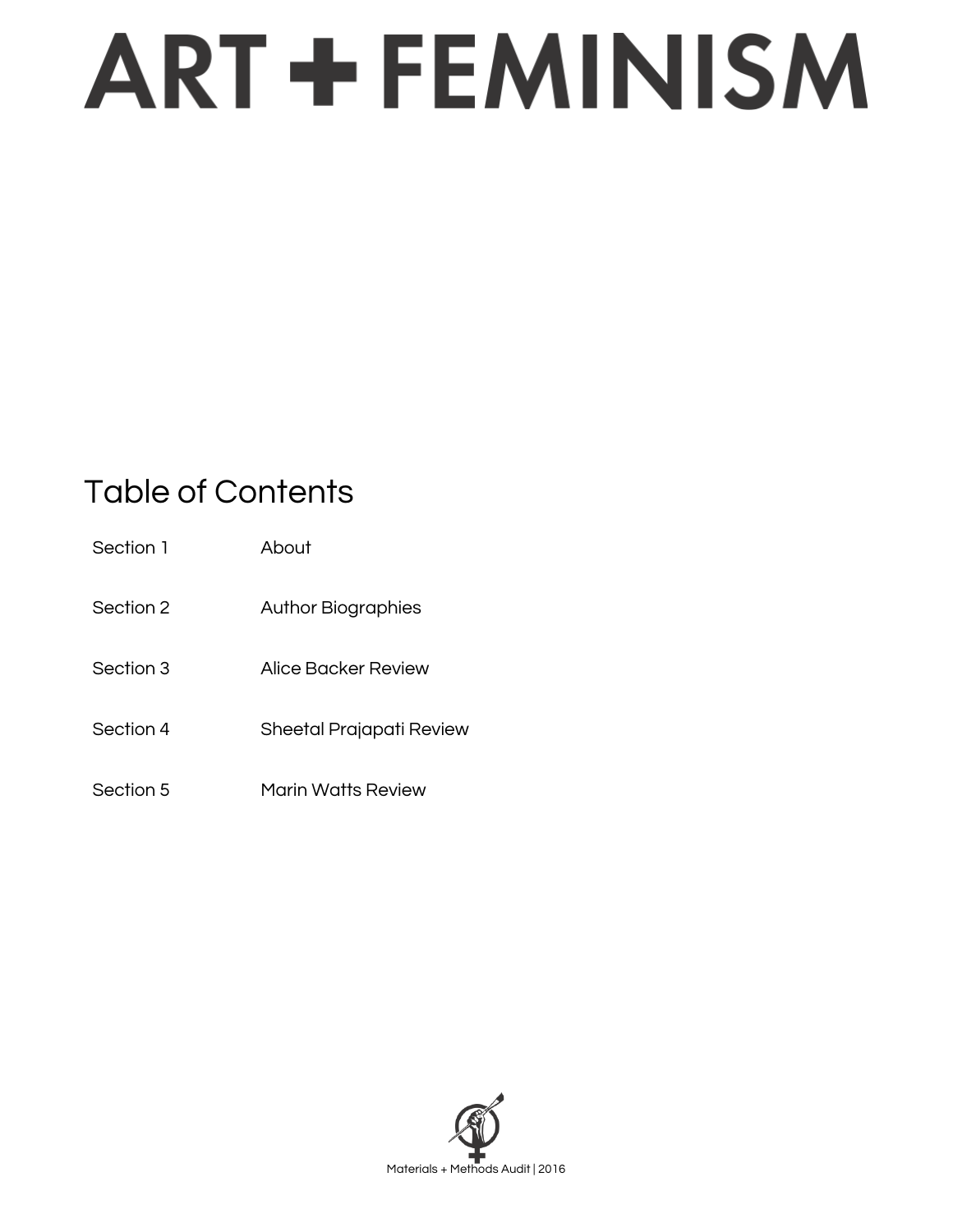# ART + FEMINISM

## Table of Contents

| | |
|---|---|
| Section 1 | About |
| Section 2 | Author Biographies |
| Section 3 | Alice Backer Review |
| Section 4 | Sheetal Prajapati Review |
| Section 5 | Marin Watts Review |

Materials + Methods Audit | 2016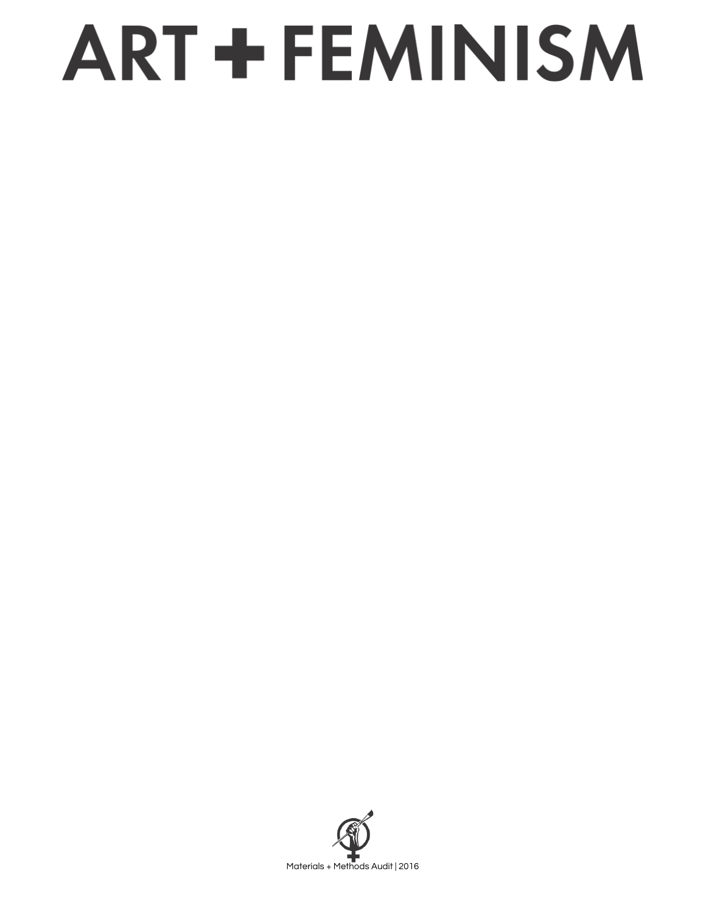# ART + FEMINISM

Materials + Methods Audit | 2016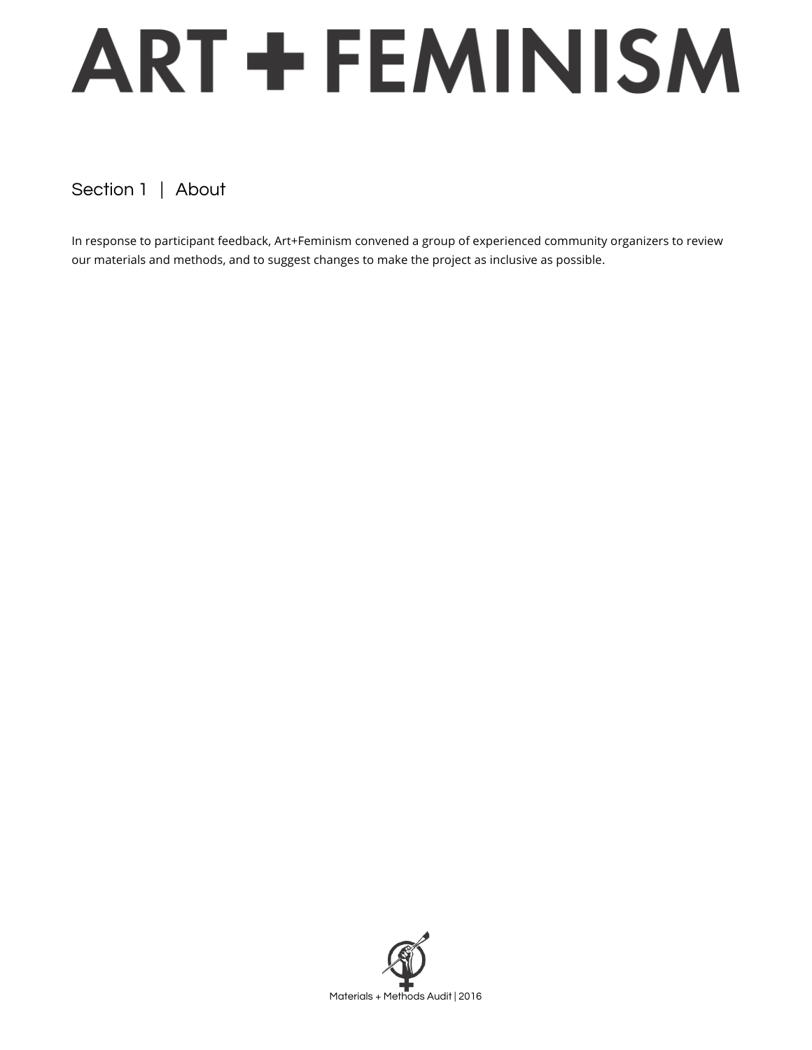# ART + FEMINISM

## Section 1 | About

In response to participant feedback, Art+Feminism convened a group of experienced community organizers to review our materials and methods, and to suggest changes to make the project as inclusive as possible.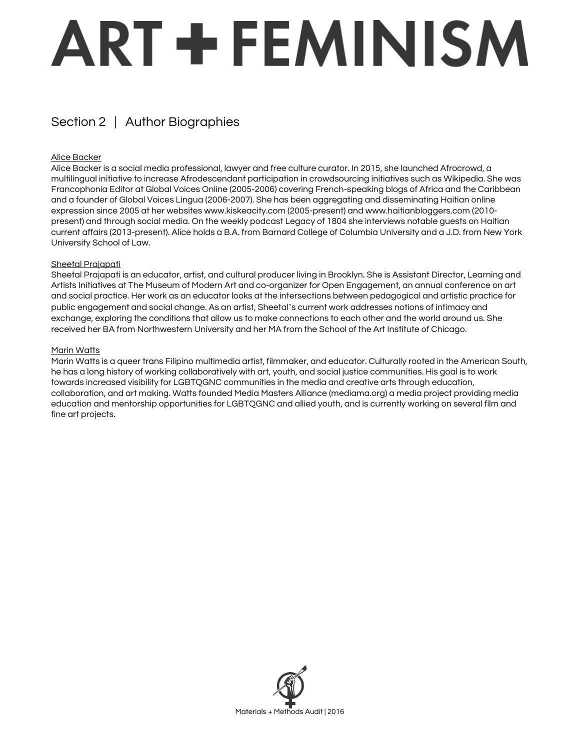# ART + FEMINISM

## Section 2 | Author Biographies

### Alice Backer

Alice Backer is a social media professional, lawyer and free culture curator. In 2015, she launched Afrocrowd, a multilingual initiative to increase Afrodescendant participation in crowdsourcing initiatives such as Wikipedia. She was Francophonia Editor at Global Voices Online (2005-2006) covering French-speaking blogs of Africa and the Caribbean and a founder of Global Voices Lingua (2006-2007). She has been aggregating and disseminating Haitian online expression since 2005 at her websites www.kiskeacity.com (2005-present) and www.haitianbloggers.com (2010-present) and through social media. On the weekly podcast Legacy of 1804 she interviews notable guests on Haitian current affairs (2013-present). Alice holds a B.A. from Barnard College of Columbia University and a J.D. from New York University School of Law.

### Sheetal Prajapati

Sheetal Prajapati is an educator, artist, and cultural producer living in Brooklyn. She is Assistant Director, Learning and Artists Initiatives at The Museum of Modern Art and co-organizer for Open Engagement, an annual conference on art and social practice. Her work as an educator looks at the intersections between pedagogical and artistic practice for public engagement and social change. As an artist, Sheetal's current work addresses notions of intimacy and exchange, exploring the conditions that allow us to make connections to each other and the world around us. She received her BA from Northwestern University and her MA from the School of the Art Institute of Chicago.

### Marin Watts

Marin Watts is a queer trans Filipino multimedia artist, filmmaker, and educator. Culturally rooted in the American South, he has a long history of working collaboratively with art, youth, and social justice communities. His goal is to work towards increased visibility for LGBTQGNC communities in the media and creative arts through education, collaboration, and art making. Watts founded Media Masters Alliance (mediama.org) a media project providing media education and mentorship opportunities for LGBTQGNC and allied youth, and is currently working on several film and fine art projects.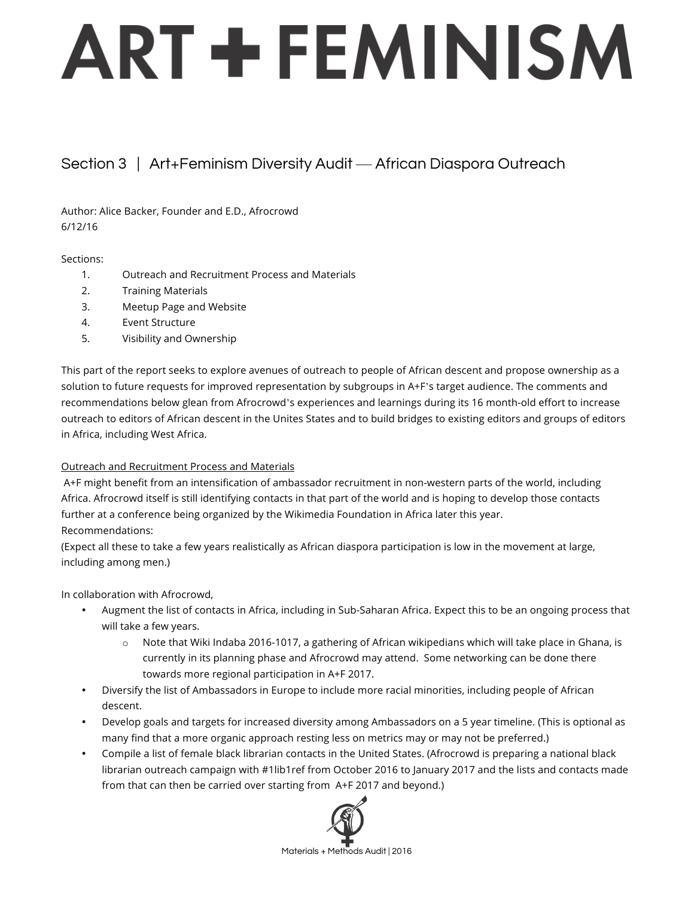# ART + FEMINISM

## Section 3 | Art+Feminism Diversity Audit — African Diaspora Outreach

Author: Alice Backer, Founder and E.D., Afrocrowd
6/12/16

Sections:

1. Outreach and Recruitment Process and Materials
2. Training Materials
3. Meetup Page and Website
4. Event Structure
5. Visibility and Ownership

This part of the report seeks to explore avenues of outreach to people of African descent and propose ownership as a solution to future requests for improved representation by subgroups in A+F's target audience. The comments and recommendations below glean from Afrocrowd's experiences and learnings during its 16 month-old effort to increase outreach to editors of African descent in the Unites States and to build bridges to existing editors and groups of editors in Africa, including West Africa.

<u>Outreach and Recruitment Process and Materials</u>

A+F might benefit from an intensification of ambassador recruitment in non-western parts of the world, including Africa. Afrocrowd itself is still identifying contacts in that part of the world and is hoping to develop those contacts further at a conference being organized by the Wikimedia Foundation in Africa later this year.

Recommendations:

(Expect all these to take a few years realistically as African diaspora participation is low in the movement at large, including among men.)

In collaboration with Afrocrowd,

- Augment the list of contacts in Africa, including in Sub-Saharan Africa. Expect this to be an ongoing process that will take a few years.
  - Note that Wiki Indaba 2016-1017, a gathering of African wikipedians which will take place in Ghana, is currently in its planning phase and Afrocrowd may attend. Some networking can be done there towards more regional participation in A+F 2017.
- Diversify the list of Ambassadors in Europe to include more racial minorities, including people of African descent.
- Develop goals and targets for increased diversity among Ambassadors on a 5 year timeline. (This is optional as many find that a more organic approach resting less on metrics may or may not be preferred.)
- Compile a list of female black librarian contacts in the United States. (Afrocrowd is preparing a national black librarian outreach campaign with #1lib1ref from October 2016 to January 2017 and the lists and contacts made from that can then be carried over starting from A+F 2017 and beyond.)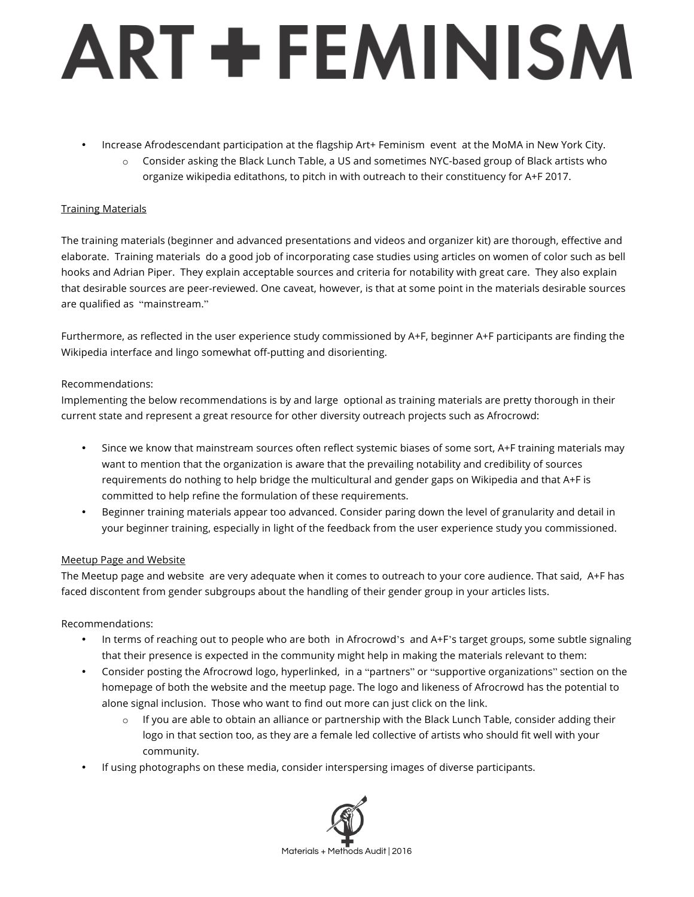- Increase Afrodescendant participation at the flagship Art+ Feminism event at the MoMA in New York City.
  - Consider asking the Black Lunch Table, a US and sometimes NYC-based group of Black artists who organize wikipedia editathons, to pitch in with outreach to their constituency for A+F 2017.

<u>Training Materials</u>

The training materials (beginner and advanced presentations and videos and organizer kit) are thorough, effective and elaborate. Training materials do a good job of incorporating case studies using articles on women of color such as bell hooks and Adrian Piper. They explain acceptable sources and criteria for notability with great care. They also explain that desirable sources are peer-reviewed. One caveat, however, is that at some point in the materials desirable sources are qualified as "mainstream."

Furthermore, as reflected in the user experience study commissioned by A+F, beginner A+F participants are finding the Wikipedia interface and lingo somewhat off-putting and disorienting.

Recommendations:
Implementing the below recommendations is by and large optional as training materials are pretty thorough in their current state and represent a great resource for other diversity outreach projects such as Afrocrowd:

- Since we know that mainstream sources often reflect systemic biases of some sort, A+F training materials may want to mention that the organization is aware that the prevailing notability and credibility of sources requirements do nothing to help bridge the multicultural and gender gaps on Wikipedia and that A+F is committed to help refine the formulation of these requirements.
- Beginner training materials appear too advanced. Consider paring down the level of granularity and detail in your beginner training, especially in light of the feedback from the user experience study you commissioned.

<u>Meetup Page and Website</u>
The Meetup page and website are very adequate when it comes to outreach to your core audience. That said, A+F has faced discontent from gender subgroups about the handling of their gender group in your articles lists.

Recommendations:

- In terms of reaching out to people who are both in Afrocrowd's and A+F's target groups, some subtle signaling that their presence is expected in the community might help in making the materials relevant to them:
- Consider posting the Afrocrowd logo, hyperlinked, in a "partners" or "supportive organizations" section on the homepage of both the website and the meetup page. The logo and likeness of Afrocrowd has the potential to alone signal inclusion. Those who want to find out more can just click on the link.
  - If you are able to obtain an alliance or partnership with the Black Lunch Table, consider adding their logo in that section too, as they are a female led collective of artists who should fit well with your community.
- If using photographs on these media, consider interspersing images of diverse participants.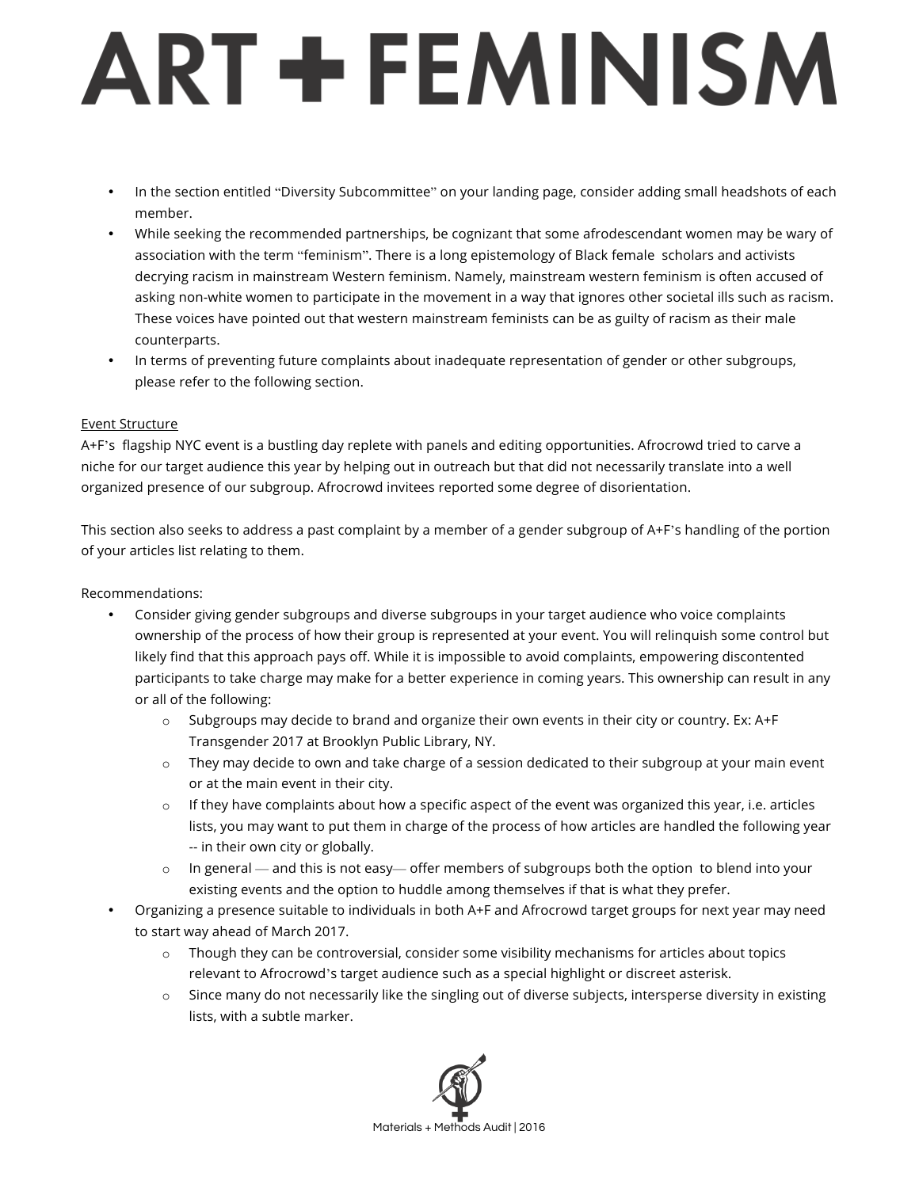- In the section entitled "Diversity Subcommittee" on your landing page, consider adding small headshots of each member.
- While seeking the recommended partnerships, be cognizant that some afrodescendant women may be wary of association with the term "feminism". There is a long epistemology of Black female scholars and activists decrying racism in mainstream Western feminism. Namely, mainstream western feminism is often accused of asking non-white women to participate in the movement in a way that ignores other societal ills such as racism. These voices have pointed out that western mainstream feminists can be as guilty of racism as their male counterparts.
- In terms of preventing future complaints about inadequate representation of gender or other subgroups, please refer to the following section.

<u>Event Structure</u>

A+F's flagship NYC event is a bustling day replete with panels and editing opportunities. Afrocrowd tried to carve a niche for our target audience this year by helping out in outreach but that did not necessarily translate into a well organized presence of our subgroup. Afrocrowd invitees reported some degree of disorientation.

This section also seeks to address a past complaint by a member of a gender subgroup of A+F's handling of the portion of your articles list relating to them.

Recommendations:

- Consider giving gender subgroups and diverse subgroups in your target audience who voice complaints ownership of the process of how their group is represented at your event. You will relinquish some control but likely find that this approach pays off. While it is impossible to avoid complaints, empowering discontented participants to take charge may make for a better experience in coming years. This ownership can result in any or all of the following:
    - Subgroups may decide to brand and organize their own events in their city or country. Ex: A+F Transgender 2017 at Brooklyn Public Library, NY.
    - They may decide to own and take charge of a session dedicated to their subgroup at your main event or at the main event in their city.
    - If they have complaints about how a specific aspect of the event was organized this year, i.e. articles lists, you may want to put them in charge of the process of how articles are handled the following year -- in their own city or globally.
    - In general — and this is not easy— offer members of subgroups both the option to blend into your existing events and the option to huddle among themselves if that is what they prefer.
- Organizing a presence suitable to individuals in both A+F and Afrocrowd target groups for next year may need to start way ahead of March 2017.
    - Though they can be controversial, consider some visibility mechanisms for articles about topics relevant to Afrocrowd's target audience such as a special highlight or discreet asterisk.
    - Since many do not necessarily like the singling out of diverse subjects, intersperse diversity in existing lists, with a subtle marker.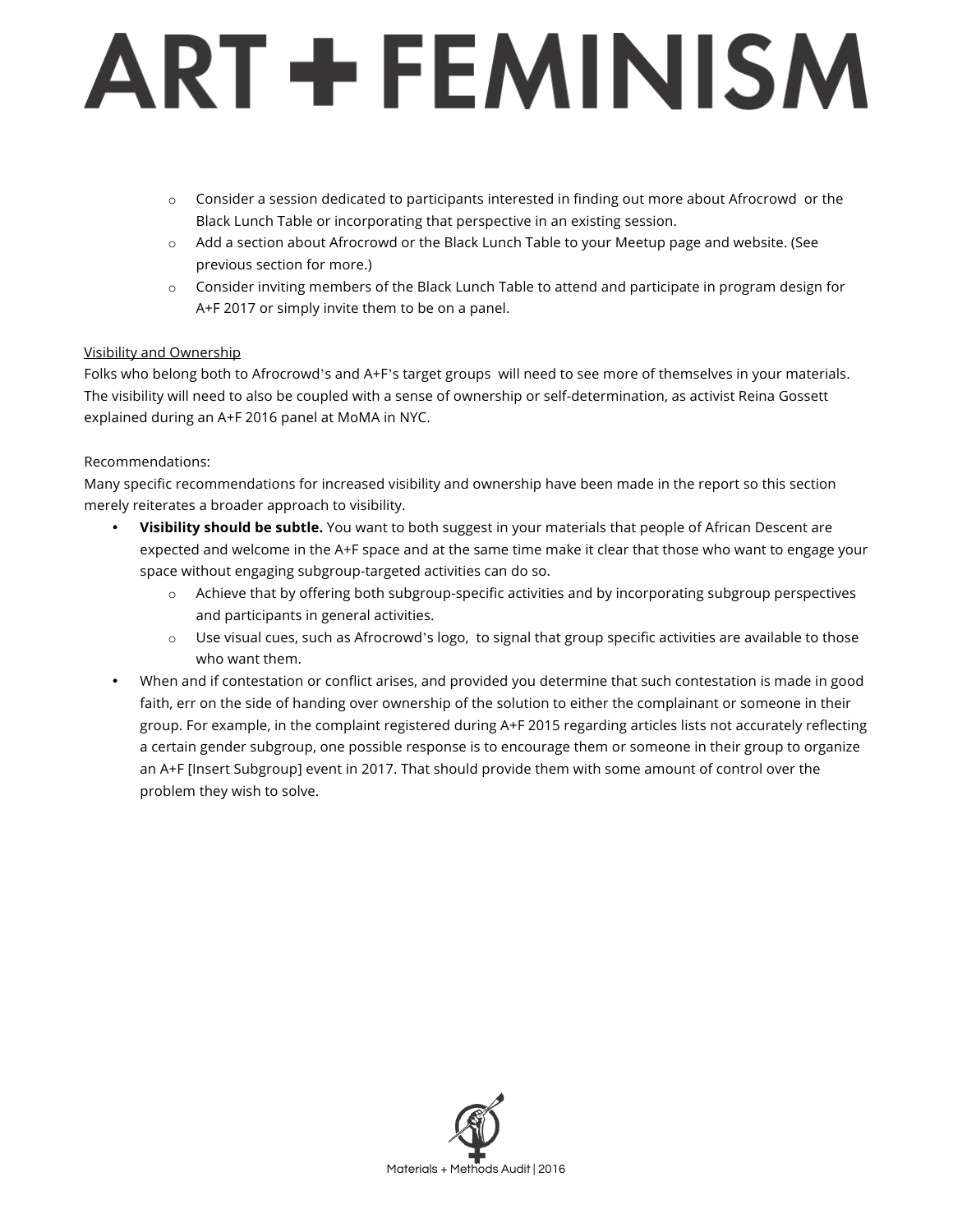- Consider a session dedicated to participants interested in finding out more about Afrocrowd or the Black Lunch Table or incorporating that perspective in an existing session.
- Add a section about Afrocrowd or the Black Lunch Table to your Meetup page and website. (See previous section for more.)
- Consider inviting members of the Black Lunch Table to attend and participate in program design for A+F 2017 or simply invite them to be on a panel.

<u>Visibility and Ownership</u>

Folks who belong both to Afrocrowd's and A+F's target groups will need to see more of themselves in your materials. The visibility will need to also be coupled with a sense of ownership or self-determination, as activist Reina Gossett explained during an A+F 2016 panel at MoMA in NYC.

Recommendations:

Many specific recommendations for increased visibility and ownership have been made in the report so this section merely reiterates a broader approach to visibility.

- **Visibility should be subtle.** You want to both suggest in your materials that people of African Descent are expected and welcome in the A+F space and at the same time make it clear that those who want to engage your space without engaging subgroup-targeted activities can do so.
  - Achieve that by offering both subgroup-specific activities and by incorporating subgroup perspectives and participants in general activities.
  - Use visual cues, such as Afrocrowd's logo, to signal that group specific activities are available to those who want them.
- When and if contestation or conflict arises, and provided you determine that such contestation is made in good faith, err on the side of handing over ownership of the solution to either the complainant or someone in their group. For example, in the complaint registered during A+F 2015 regarding articles lists not accurately reflecting a certain gender subgroup, one possible response is to encourage them or someone in their group to organize an A+F [Insert Subgroup] event in 2017. That should provide them with some amount of control over the problem they wish to solve.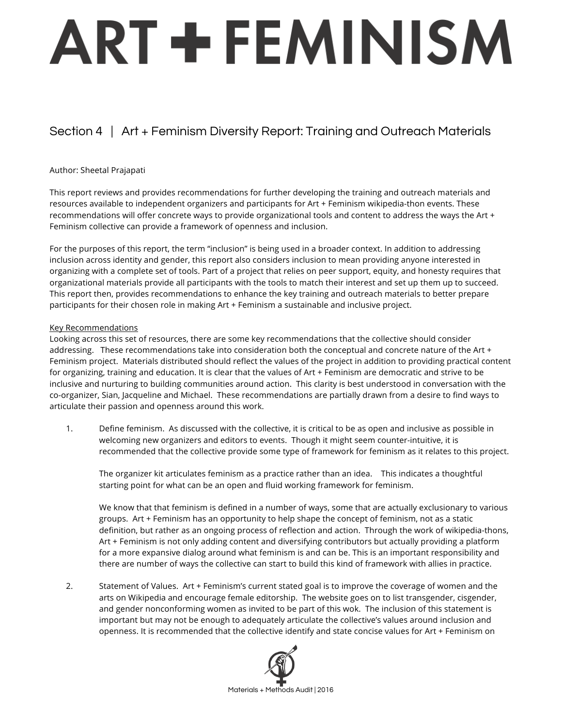# ART + FEMINISM

## Section 4 | Art + Feminism Diversity Report: Training and Outreach Materials

Author: Sheetal Prajapati

This report reviews and provides recommendations for further developing the training and outreach materials and resources available to independent organizers and participants for Art + Feminism wikipedia-thon events. These recommendations will offer concrete ways to provide organizational tools and content to address the ways the Art + Feminism collective can provide a framework of openness and inclusion.

For the purposes of this report, the term "inclusion" is being used in a broader context. In addition to addressing inclusion across identity and gender, this report also considers inclusion to mean providing anyone interested in organizing with a complete set of tools. Part of a project that relies on peer support, equity, and honesty requires that organizational materials provide all participants with the tools to match their interest and set up them up to succeed. This report then, provides recommendations to enhance the key training and outreach materials to better prepare participants for their chosen role in making Art + Feminism a sustainable and inclusive project.

<u>Key Recommendations</u>

Looking across this set of resources, there are some key recommendations that the collective should consider addressing. These recommendations take into consideration both the conceptual and concrete nature of the Art + Feminism project. Materials distributed should reflect the values of the project in addition to providing practical content for organizing, training and education. It is clear that the values of Art + Feminism are democratic and strive to be inclusive and nurturing to building communities around action. This clarity is best understood in conversation with the co-organizer, Sian, Jacqueline and Michael. These recommendations are partially drawn from a desire to find ways to articulate their passion and openness around this work.

1. Define feminism. As discussed with the collective, it is critical to be as open and inclusive as possible in welcoming new organizers and editors to events. Though it might seem counter-intuitive, it is recommended that the collective provide some type of framework for feminism as it relates to this project.

   The organizer kit articulates feminism as a practice rather than an idea. This indicates a thoughtful starting point for what can be an open and fluid working framework for feminism.

   We know that that feminism is defined in a number of ways, some that are actually exclusionary to various groups. Art + Feminism has an opportunity to help shape the concept of feminism, not as a static definition, but rather as an ongoing process of reflection and action. Through the work of wikipedia-thons, Art + Feminism is not only adding content and diversifying contributors but actually providing a platform for a more expansive dialog around what feminism is and can be. This is an important responsibility and there are number of ways the collective can start to build this kind of framework with allies in practice.

2. Statement of Values. Art + Feminism's current stated goal is to improve the coverage of women and the arts on Wikipedia and encourage female editorship. The website goes on to list transgender, cisgender, and gender nonconforming women as invited to be part of this wok. The inclusion of this statement is important but may not be enough to adequately articulate the collective's values around inclusion and openness. It is recommended that the collective identify and state concise values for Art + Feminism on

Materials + Methods Audit | 2016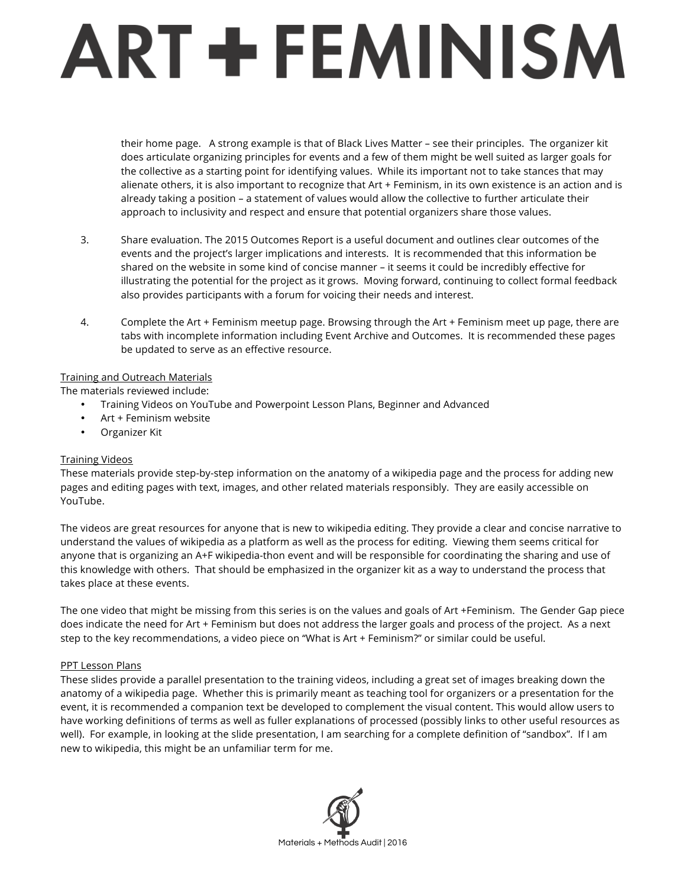their home page. A strong example is that of Black Lives Matter – see their principles. The organizer kit does articulate organizing principles for events and a few of them might be well suited as larger goals for the collective as a starting point for identifying values. While its important not to take stances that may alienate others, it is also important to recognize that Art + Feminism, in its own existence is an action and is already taking a position – a statement of values would allow the collective to further articulate their approach to inclusivity and respect and ensure that potential organizers share those values.

3. Share evaluation. The 2015 Outcomes Report is a useful document and outlines clear outcomes of the events and the project's larger implications and interests. It is recommended that this information be shared on the website in some kind of concise manner – it seems it could be incredibly effective for illustrating the potential for the project as it grows. Moving forward, continuing to collect formal feedback also provides participants with a forum for voicing their needs and interest.

4. Complete the Art + Feminism meetup page. Browsing through the Art + Feminism meet up page, there are tabs with incomplete information including Event Archive and Outcomes. It is recommended these pages be updated to serve as an effective resource.

<u>Training and Outreach Materials</u>
The materials reviewed include:

- Training Videos on YouTube and Powerpoint Lesson Plans, Beginner and Advanced
- Art + Feminism website
- Organizer Kit

<u>Training Videos</u>
These materials provide step-by-step information on the anatomy of a wikipedia page and the process for adding new pages and editing pages with text, images, and other related materials responsibly. They are easily accessible on YouTube.

The videos are great resources for anyone that is new to wikipedia editing. They provide a clear and concise narrative to understand the values of wikipedia as a platform as well as the process for editing. Viewing them seems critical for anyone that is organizing an A+F wikipedia-thon event and will be responsible for coordinating the sharing and use of this knowledge with others. That should be emphasized in the organizer kit as a way to understand the process that takes place at these events.

The one video that might be missing from this series is on the values and goals of Art +Feminism. The Gender Gap piece does indicate the need for Art + Feminism but does not address the larger goals and process of the project. As a next step to the key recommendations, a video piece on "What is Art + Feminism?" or similar could be useful.

<u>PPT Lesson Plans</u>
These slides provide a parallel presentation to the training videos, including a great set of images breaking down the anatomy of a wikipedia page. Whether this is primarily meant as teaching tool for organizers or a presentation for the event, it is recommended a companion text be developed to complement the visual content. This would allow users to have working definitions of terms as well as fuller explanations of processed (possibly links to other useful resources as well). For example, in looking at the slide presentation, I am searching for a complete definition of "sandbox". If I am new to wikipedia, this might be an unfamiliar term for me.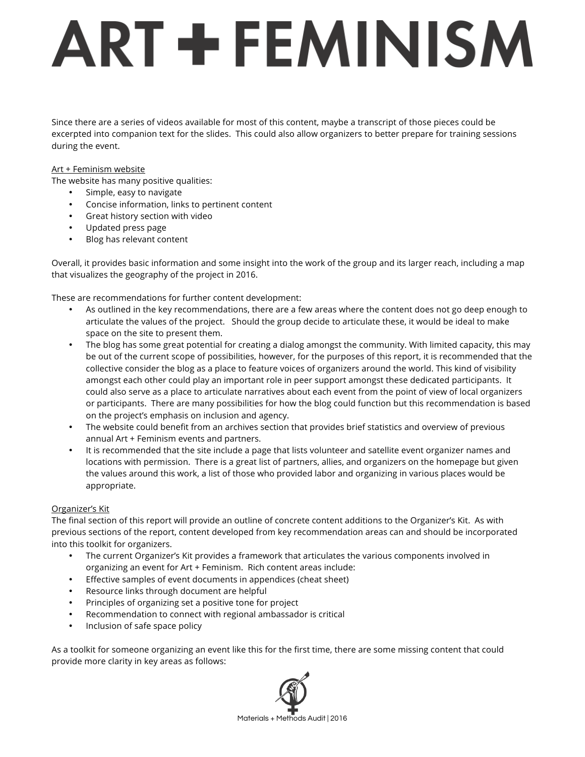Since there are a series of videos available for most of this content, maybe a transcript of those pieces could be excerpted into companion text for the slides. This could also allow organizers to better prepare for training sessions during the event.

<u>Art + Feminism website</u>

The website has many positive qualities:

- Simple, easy to navigate
- Concise information, links to pertinent content
- Great history section with video
- Updated press page
- Blog has relevant content

Overall, it provides basic information and some insight into the work of the group and its larger reach, including a map that visualizes the geography of the project in 2016.

These are recommendations for further content development:

- As outlined in the key recommendations, there are a few areas where the content does not go deep enough to articulate the values of the project. Should the group decide to articulate these, it would be ideal to make space on the site to present them.
- The blog has some great potential for creating a dialog amongst the community. With limited capacity, this may be out of the current scope of possibilities, however, for the purposes of this report, it is recommended that the collective consider the blog as a place to feature voices of organizers around the world. This kind of visibility amongst each other could play an important role in peer support amongst these dedicated participants. It could also serve as a place to articulate narratives about each event from the point of view of local organizers or participants. There are many possibilities for how the blog could function but this recommendation is based on the project's emphasis on inclusion and agency.
- The website could benefit from an archives section that provides brief statistics and overview of previous annual Art + Feminism events and partners.
- It is recommended that the site include a page that lists volunteer and satellite event organizer names and locations with permission. There is a great list of partners, allies, and organizers on the homepage but given the values around this work, a list of those who provided labor and organizing in various places would be appropriate.

<u>Organizer's Kit</u>

The final section of this report will provide an outline of concrete content additions to the Organizer's Kit. As with previous sections of the report, content developed from key recommendation areas can and should be incorporated into this toolkit for organizers.

- The current Organizer's Kit provides a framework that articulates the various components involved in organizing an event for Art + Feminism. Rich content areas include:
- Effective samples of event documents in appendices (cheat sheet)
- Resource links through document are helpful
- Principles of organizing set a positive tone for project
- Recommendation to connect with regional ambassador is critical
- Inclusion of safe space policy

As a toolkit for someone organizing an event like this for the first time, there are some missing content that could provide more clarity in key areas as follows: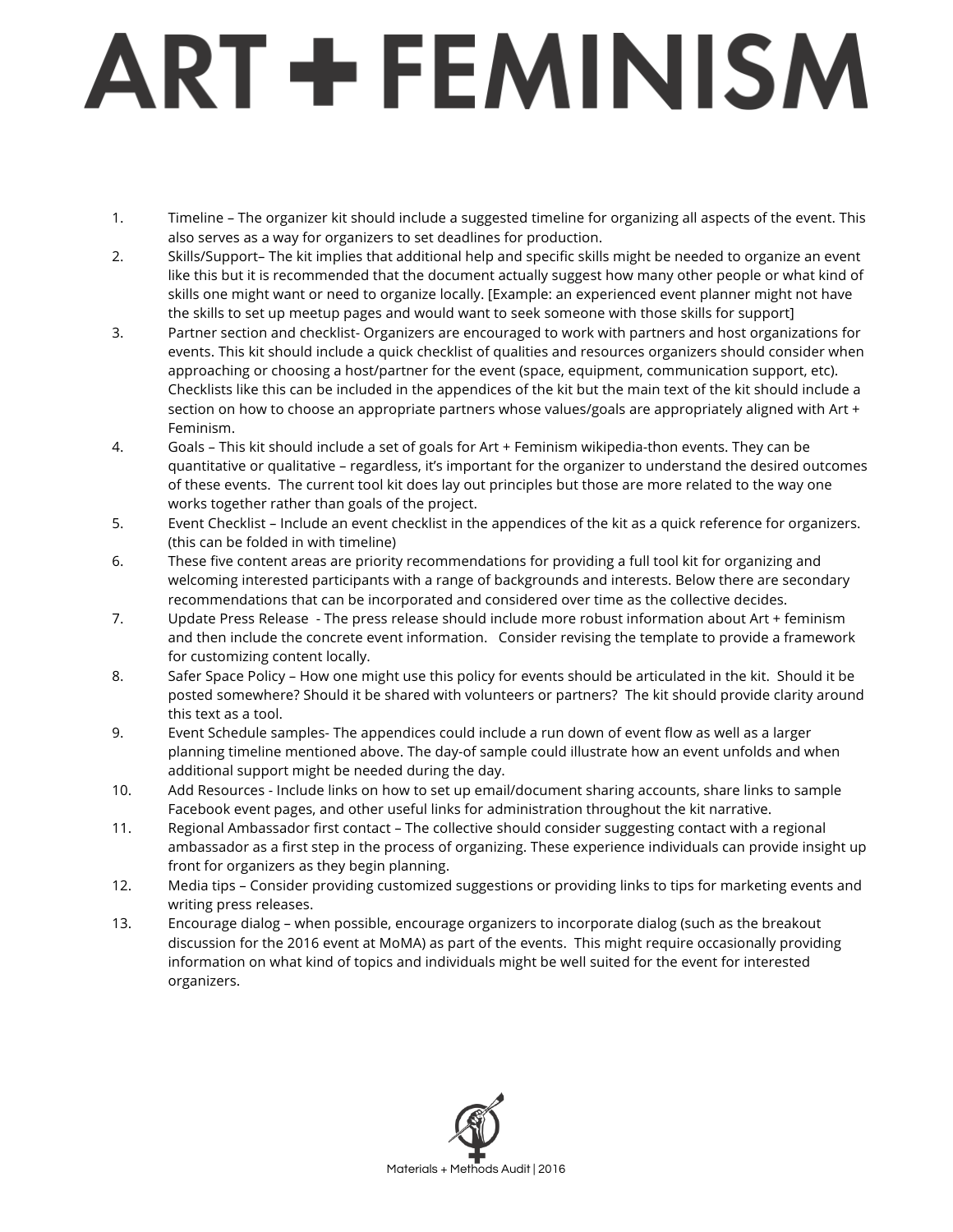# ART + FEMINISM

1. Timeline – The organizer kit should include a suggested timeline for organizing all aspects of the event. This also serves as a way for organizers to set deadlines for production.
2. Skills/Support– The kit implies that additional help and specific skills might be needed to organize an event like this but it is recommended that the document actually suggest how many other people or what kind of skills one might want or need to organize locally. [Example: an experienced event planner might not have the skills to set up meetup pages and would want to seek someone with those skills for support]
3. Partner section and checklist- Organizers are encouraged to work with partners and host organizations for events. This kit should include a quick checklist of qualities and resources organizers should consider when approaching or choosing a host/partner for the event (space, equipment, communication support, etc). Checklists like this can be included in the appendices of the kit but the main text of the kit should include a section on how to choose an appropriate partners whose values/goals are appropriately aligned with Art + Feminism.
4. Goals – This kit should include a set of goals for Art + Feminism wikipedia-thon events. They can be quantitative or qualitative – regardless, it's important for the organizer to understand the desired outcomes of these events. The current tool kit does lay out principles but those are more related to the way one works together rather than goals of the project.
5. Event Checklist – Include an event checklist in the appendices of the kit as a quick reference for organizers. (this can be folded in with timeline)
6. These five content areas are priority recommendations for providing a full tool kit for organizing and welcoming interested participants with a range of backgrounds and interests. Below there are secondary recommendations that can be incorporated and considered over time as the collective decides.
7. Update Press Release - The press release should include more robust information about Art + feminism and then include the concrete event information. Consider revising the template to provide a framework for customizing content locally.
8. Safer Space Policy – How one might use this policy for events should be articulated in the kit. Should it be posted somewhere? Should it be shared with volunteers or partners? The kit should provide clarity around this text as a tool.
9. Event Schedule samples- The appendices could include a run down of event flow as well as a larger planning timeline mentioned above. The day-of sample could illustrate how an event unfolds and when additional support might be needed during the day.
10. Add Resources - Include links on how to set up email/document sharing accounts, share links to sample Facebook event pages, and other useful links for administration throughout the kit narrative.
11. Regional Ambassador first contact – The collective should consider suggesting contact with a regional ambassador as a first step in the process of organizing. These experience individuals can provide insight up front for organizers as they begin planning.
12. Media tips – Consider providing customized suggestions or providing links to tips for marketing events and writing press releases.
13. Encourage dialog – when possible, encourage organizers to incorporate dialog (such as the breakout discussion for the 2016 event at MoMA) as part of the events. This might require occasionally providing information on what kind of topics and individuals might be well suited for the event for interested organizers.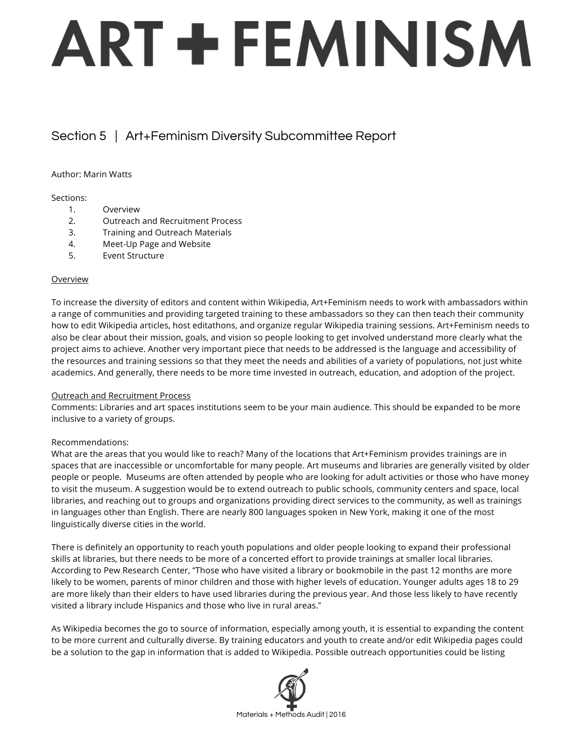# ART + FEMINISM

## Section 5 | Art+Feminism Diversity Subcommittee Report

Author: Marin Watts

Sections:

1. Overview
2. Outreach and Recruitment Process
3. Training and Outreach Materials
4. Meet-Up Page and Website
5. Event Structure

<u>Overview</u>

To increase the diversity of editors and content within Wikipedia, Art+Feminism needs to work with ambassadors within a range of communities and providing targeted training to these ambassadors so they can then teach their community how to edit Wikipedia articles, host editathons, and organize regular Wikipedia training sessions. Art+Feminism needs to also be clear about their mission, goals, and vision so people looking to get involved understand more clearly what the project aims to achieve. Another very important piece that needs to be addressed is the language and accessibility of the resources and training sessions so that they meet the needs and abilities of a variety of populations, not just white academics. And generally, there needs to be more time invested in outreach, education, and adoption of the project.

<u>Outreach and Recruitment Process</u>

Comments: Libraries and art spaces institutions seem to be your main audience. This should be expanded to be more inclusive to a variety of groups.

Recommendations:

What are the areas that you would like to reach? Many of the locations that Art+Feminism provides trainings are in spaces that are inaccessible or uncomfortable for many people. Art museums and libraries are generally visited by older people or people. Museums are often attended by people who are looking for adult activities or those who have money to visit the museum. A suggestion would be to extend outreach to public schools, community centers and space, local libraries, and reaching out to groups and organizations providing direct services to the community, as well as trainings in languages other than English. There are nearly 800 languages spoken in New York, making it one of the most linguistically diverse cities in the world.

There is definitely an opportunity to reach youth populations and older people looking to expand their professional skills at libraries, but there needs to be more of a concerted effort to provide trainings at smaller local libraries. According to Pew Research Center, "Those who have visited a library or bookmobile in the past 12 months are more likely to be women, parents of minor children and those with higher levels of education. Younger adults ages 18 to 29 are more likely than their elders to have used libraries during the previous year. And those less likely to have recently visited a library include Hispanics and those who live in rural areas."

As Wikipedia becomes the go to source of information, especially among youth, it is essential to expanding the content to be more current and culturally diverse. By training educators and youth to create and/or edit Wikipedia pages could be a solution to the gap in information that is added to Wikipedia. Possible outreach opportunities could be listing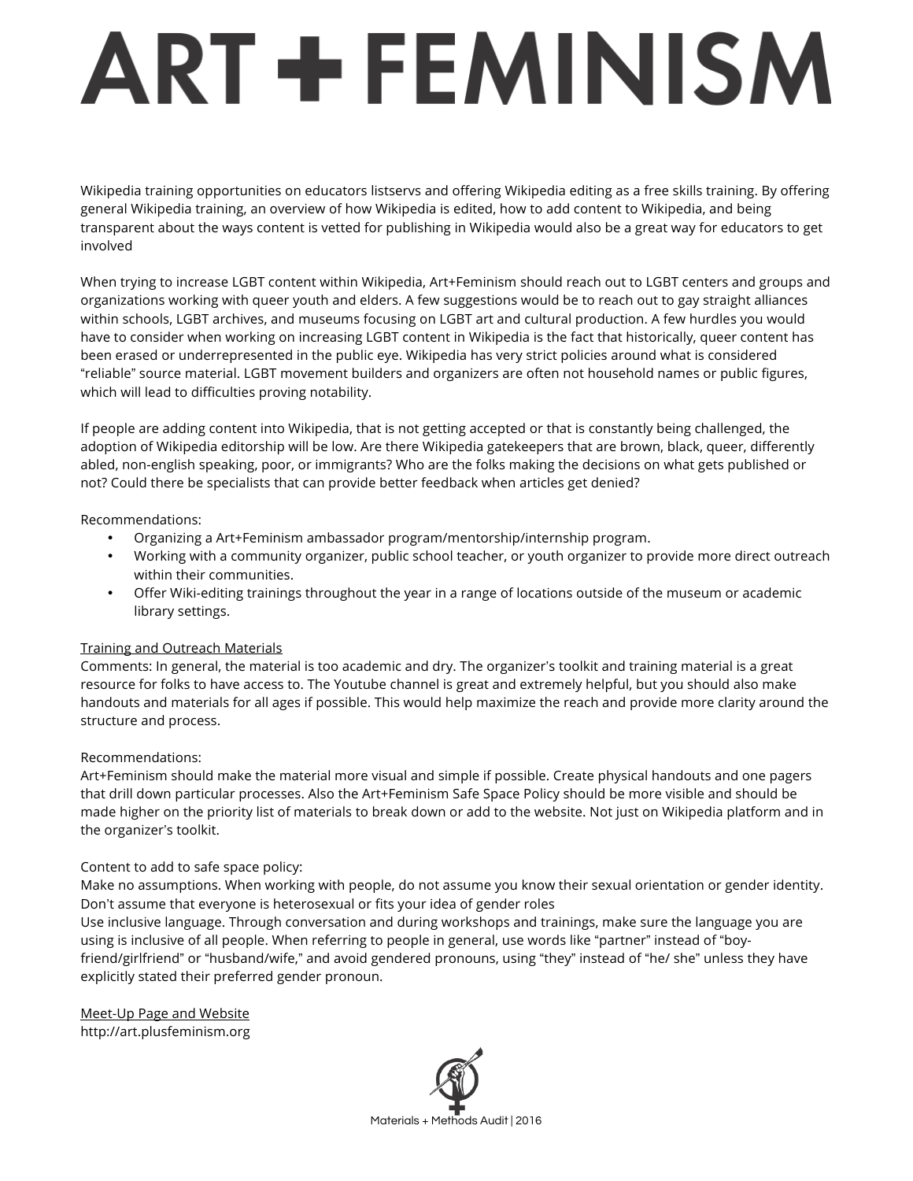Wikipedia training opportunities on educators listservs and offering Wikipedia editing as a free skills training. By offering general Wikipedia training, an overview of how Wikipedia is edited, how to add content to Wikipedia, and being transparent about the ways content is vetted for publishing in Wikipedia would also be a great way for educators to get involved

When trying to increase LGBT content within Wikipedia, Art+Feminism should reach out to LGBT centers and groups and organizations working with queer youth and elders. A few suggestions would be to reach out to gay straight alliances within schools, LGBT archives, and museums focusing on LGBT art and cultural production. A few hurdles you would have to consider when working on increasing LGBT content in Wikipedia is the fact that historically, queer content has been erased or underrepresented in the public eye. Wikipedia has very strict policies around what is considered "reliable" source material. LGBT movement builders and organizers are often not household names or public figures, which will lead to difficulties proving notability.

If people are adding content into Wikipedia, that is not getting accepted or that is constantly being challenged, the adoption of Wikipedia editorship will be low. Are there Wikipedia gatekeepers that are brown, black, queer, differently abled, non-english speaking, poor, or immigrants? Who are the folks making the decisions on what gets published or not? Could there be specialists that can provide better feedback when articles get denied?

Recommendations:

- Organizing a Art+Feminism ambassador program/mentorship/internship program.
- Working with a community organizer, public school teacher, or youth organizer to provide more direct outreach within their communities.
- Offer Wiki-editing trainings throughout the year in a range of locations outside of the museum or academic library settings.

<u>Training and Outreach Materials</u>
Comments: In general, the material is too academic and dry. The organizer's toolkit and training material is a great resource for folks to have access to. The Youtube channel is great and extremely helpful, but you should also make handouts and materials for all ages if possible. This would help maximize the reach and provide more clarity around the structure and process.

Recommendations:
Art+Feminism should make the material more visual and simple if possible. Create physical handouts and one pagers that drill down particular processes. Also the Art+Feminism Safe Space Policy should be more visible and should be made higher on the priority list of materials to break down or add to the website. Not just on Wikipedia platform and in the organizer's toolkit.

Content to add to safe space policy:
Make no assumptions. When working with people, do not assume you know their sexual orientation or gender identity. Don't assume that everyone is heterosexual or fits your idea of gender roles
Use inclusive language. Through conversation and during workshops and trainings, make sure the language you are using is inclusive of all people. When referring to people in general, use words like "partner" instead of "boy-friend/girlfriend" or "husband/wife," and avoid gendered pronouns, using "they" instead of "he/ she" unless they have explicitly stated their preferred gender pronoun.

<u>Meet-Up Page and Website</u>
http://art.plusfeminism.org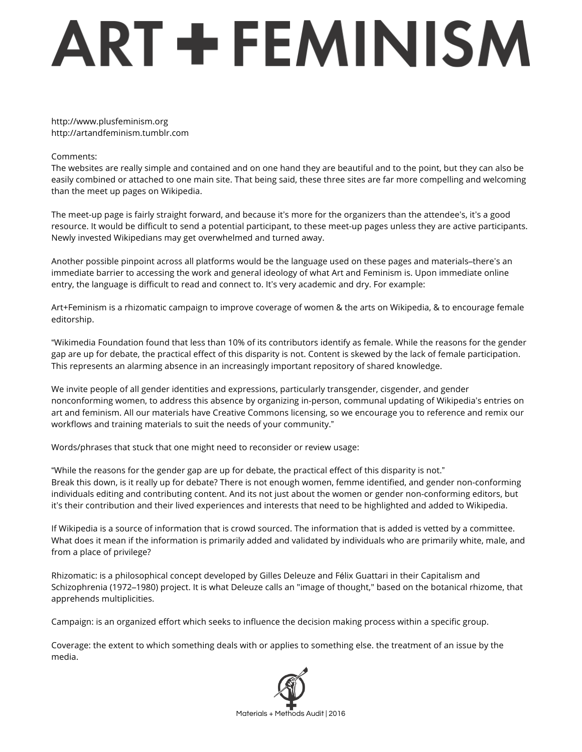# ART + FEMINISM

http://www.plusfeminism.org
http://artandfeminism.tumblr.com

Comments:
The websites are really simple and contained and on one hand they are beautiful and to the point, but they can also be easily combined or attached to one main site. That being said, these three sites are far more compelling and welcoming than the meet up pages on Wikipedia.

The meet-up page is fairly straight forward, and because it's more for the organizers than the attendee's, it's a good resource. It would be difficult to send a potential participant, to these meet-up pages unless they are active participants. Newly invested Wikipedians may get overwhelmed and turned away.

Another possible pinpoint across all platforms would be the language used on these pages and materials–there's an immediate barrier to accessing the work and general ideology of what Art and Feminism is. Upon immediate online entry, the language is difficult to read and connect to. It's very academic and dry. For example:

Art+Feminism is a rhizomatic campaign to improve coverage of women & the arts on Wikipedia, & to encourage female editorship.

"Wikimedia Foundation found that less than 10% of its contributors identify as female. While the reasons for the gender gap are up for debate, the practical effect of this disparity is not. Content is skewed by the lack of female participation. This represents an alarming absence in an increasingly important repository of shared knowledge.

We invite people of all gender identities and expressions, particularly transgender, cisgender, and gender nonconforming women, to address this absence by organizing in-person, communal updating of Wikipedia's entries on art and feminism. All our materials have Creative Commons licensing, so we encourage you to reference and remix our workflows and training materials to suit the needs of your community."

Words/phrases that stuck that one might need to reconsider or review usage:

"While the reasons for the gender gap are up for debate, the practical effect of this disparity is not."
Break this down, is it really up for debate? There is not enough women, femme identified, and gender non-conforming individuals editing and contributing content. And its not just about the women or gender non-conforming editors, but it's their contribution and their lived experiences and interests that need to be highlighted and added to Wikipedia.

If Wikipedia is a source of information that is crowd sourced. The information that is added is vetted by a committee. What does it mean if the information is primarily added and validated by individuals who are primarily white, male, and from a place of privilege?

Rhizomatic: is a philosophical concept developed by Gilles Deleuze and Félix Guattari in their Capitalism and Schizophrenia (1972–1980) project. It is what Deleuze calls an "image of thought," based on the botanical rhizome, that apprehends multiplicities.

Campaign: is an organized effort which seeks to influence the decision making process within a specific group.

Coverage: the extent to which something deals with or applies to something else. the treatment of an issue by the media.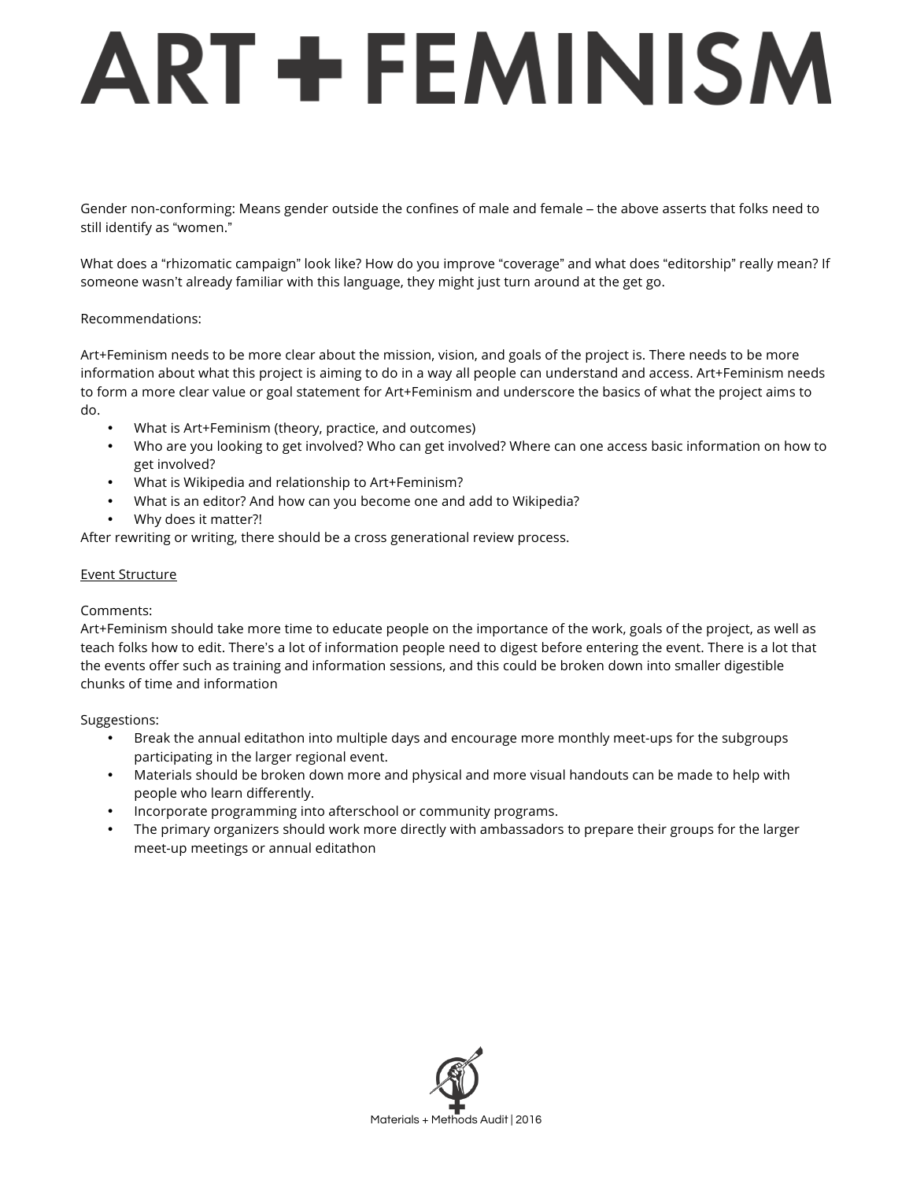Gender non-conforming: Means gender outside the confines of male and female – the above asserts that folks need to still identify as “women.”

What does a “rhizomatic campaign” look like? How do you improve “coverage” and what does “editorship” really mean? If someone wasn’t already familiar with this language, they might just turn around at the get go.

Recommendations:

Art+Feminism needs to be more clear about the mission, vision, and goals of the project is. There needs to be more information about what this project is aiming to do in a way all people can understand and access. Art+Feminism needs to form a more clear value or goal statement for Art+Feminism and underscore the basics of what the project aims to do.

- What is Art+Feminism (theory, practice, and outcomes)
- Who are you looking to get involved? Who can get involved? Where can one access basic information on how to get involved?
- What is Wikipedia and relationship to Art+Feminism?
- What is an editor? And how can you become one and add to Wikipedia?
- Why does it matter?!

After rewriting or writing, there should be a cross generational review process.

<u>Event Structure</u>

Comments:
Art+Feminism should take more time to educate people on the importance of the work, goals of the project, as well as teach folks how to edit. There’s a lot of information people need to digest before entering the event. There is a lot that the events offer such as training and information sessions, and this could be broken down into smaller digestible chunks of time and information

Suggestions:

- Break the annual editathon into multiple days and encourage more monthly meet-ups for the subgroups participating in the larger regional event.
- Materials should be broken down more and physical and more visual handouts can be made to help with people who learn differently.
- Incorporate programming into afterschool or community programs.
- The primary organizers should work more directly with ambassadors to prepare their groups for the larger meet-up meetings or annual editathon